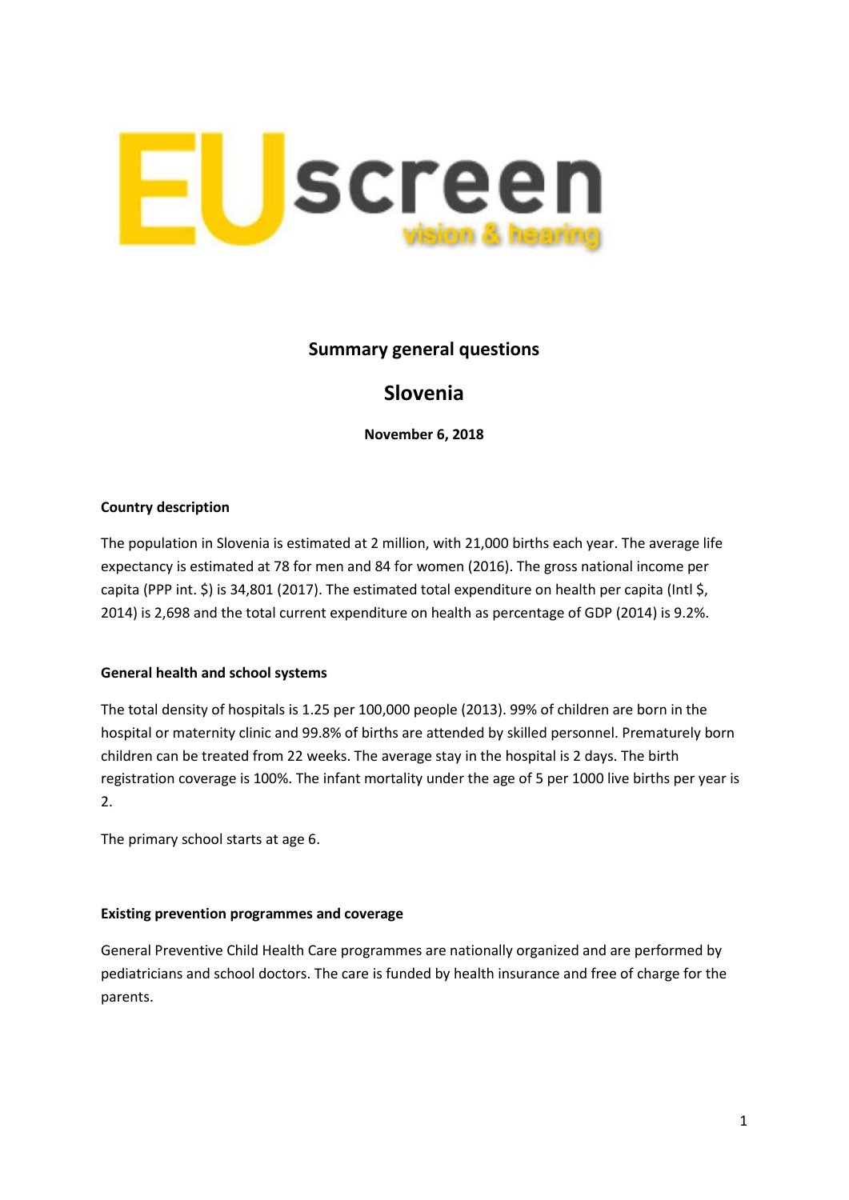EUscreen
vision & hearing

# Summary general questions

# Slovenia

**November 6, 2018**

**Country description**

The population in Slovenia is estimated at 2 million, with 21,000 births each year. The average life expectancy is estimated at 78 for men and 84 for women (2016). The gross national income per capita (PPP int. $) is 34,801 (2017). The estimated total expenditure on health per capita (Intl $, 2014) is 2,698 and the total current expenditure on health as percentage of GDP (2014) is 9.2%.

**General health and school systems**

The total density of hospitals is 1.25 per 100,000 people (2013). 99% of children are born in the hospital or maternity clinic and 99.8% of births are attended by skilled personnel. Prematurely born children can be treated from 22 weeks. The average stay in the hospital is 2 days. The birth registration coverage is 100%. The infant mortality under the age of 5 per 1000 live births per year is 2.

The primary school starts at age 6.

**Existing prevention programmes and coverage**

General Preventive Child Health Care programmes are nationally organized and are performed by pediatricians and school doctors. The care is funded by health insurance and free of charge for the parents.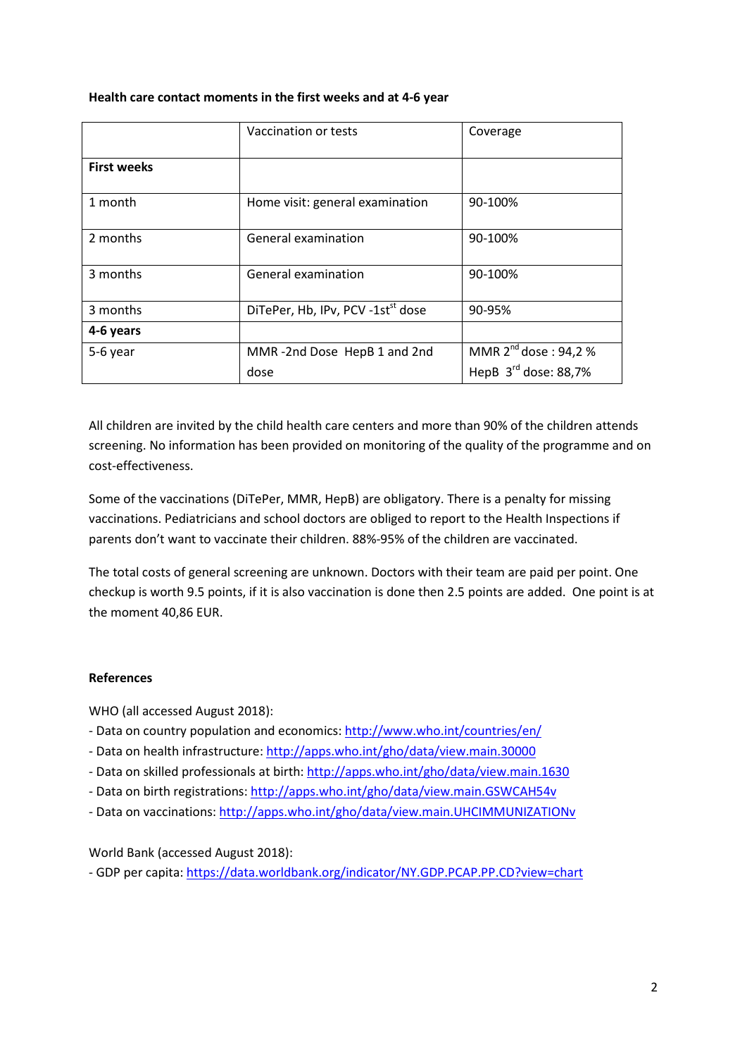**Health care contact moments in the first weeks and at 4-6 year**

| | Vaccination or tests | Coverage |
|---|---|---|
| **First weeks** | | |
| 1 month | Home visit: general examination | 90-100% |
| 2 months | General examination | 90-100% |
| 3 months | General examination | 90-100% |
| 3 months | DiTePer, Hb, IPv, PCV -1st dose | 90-95% |
| **4-6 years** | | |
| 5-6 year | MMR -2nd Dose HepB 1 and 2nd dose | MMR 2nd dose : 94,2 % HepB 3rd dose: 88,7% |

All children are invited by the child health care centers and more than 90% of the children attends screening. No information has been provided on monitoring of the quality of the programme and on cost-effectiveness.

Some of the vaccinations (DiTePer, MMR, HepB) are obligatory. There is a penalty for missing vaccinations. Pediatricians and school doctors are obliged to report to the Health Inspections if parents don't want to vaccinate their children. 88%-95% of the children are vaccinated.

The total costs of general screening are unknown. Doctors with their team are paid per point. One checkup is worth 9.5 points, if it is also vaccination is done then 2.5 points are added. One point is at the moment 40,86 EUR.

**References**

WHO (all accessed August 2018):
- Data on country population and economics: http://www.who.int/countries/en/
- Data on health infrastructure: http://apps.who.int/gho/data/view.main.30000
- Data on skilled professionals at birth: http://apps.who.int/gho/data/view.main.1630
- Data on birth registrations: http://apps.who.int/gho/data/view.main.GSWCAH54v
- Data on vaccinations: http://apps.who.int/gho/data/view.main.UHCIMMUNIZATIONv

World Bank (accessed August 2018):
- GDP per capita: https://data.worldbank.org/indicator/NY.GDP.PCAP.PP.CD?view=chart